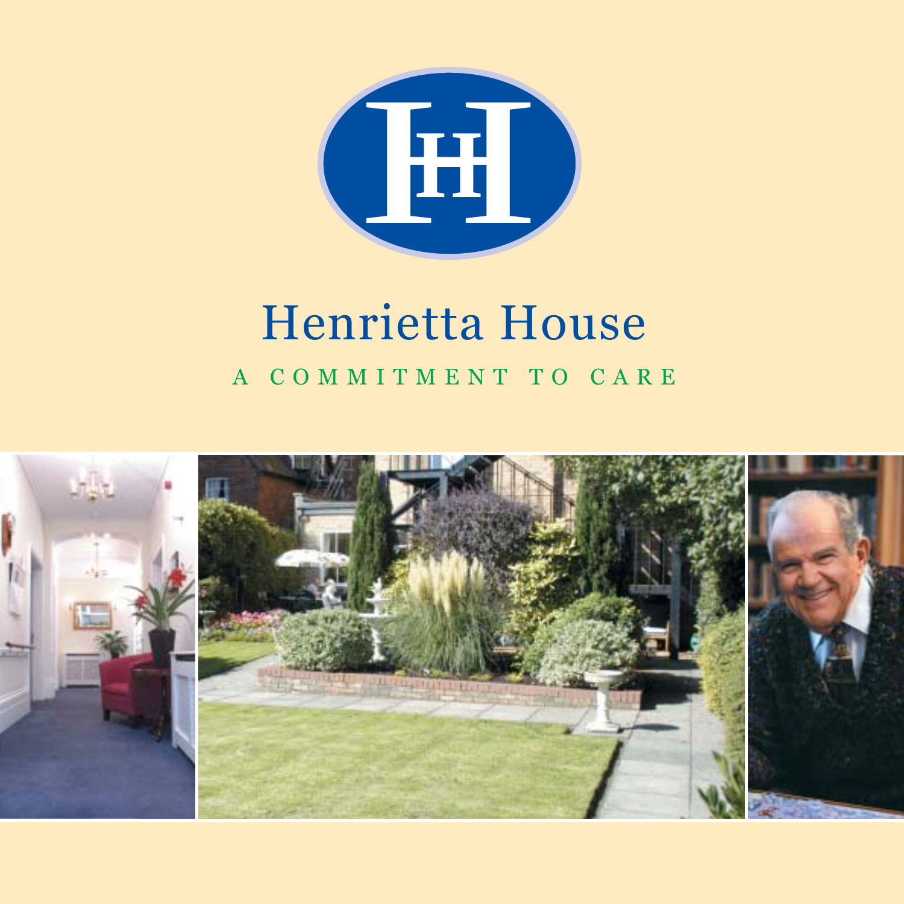# Henrietta House

A COMMITMENT TO CARE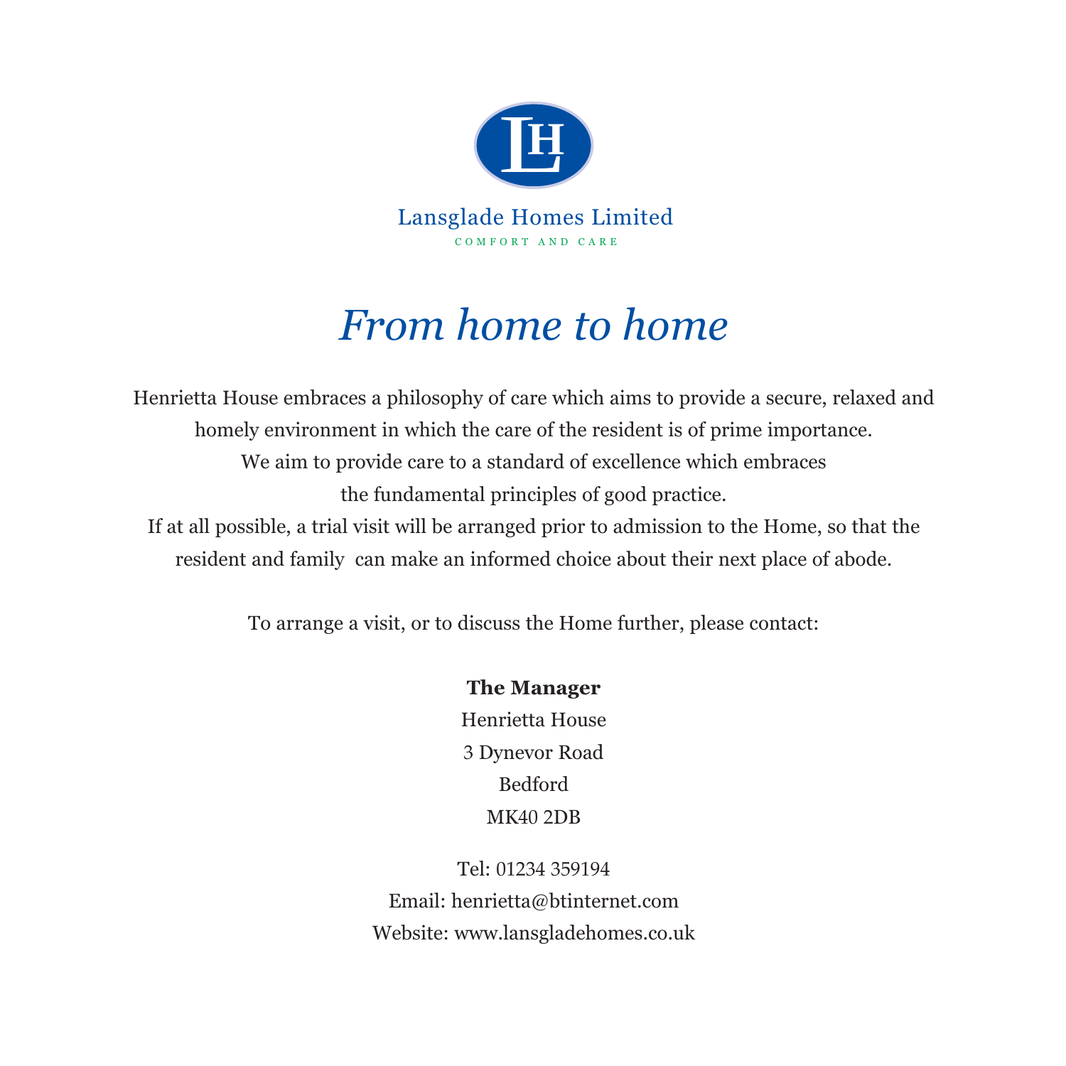Lansglade Homes Limited

COMFORT AND CARE

# *From home to home*

Henrietta House embraces a philosophy of care which aims to provide a secure, relaxed and homely environment in which the care of the resident is of prime importance.
We aim to provide care to a standard of excellence which embraces the fundamental principles of good practice.
If at all possible, a trial visit will be arranged prior to admission to the Home, so that the resident and family can make an informed choice about their next place of abode.

To arrange a visit, or to discuss the Home further, please contact:

**The Manager**
Henrietta House
3 Dynevor Road
Bedford
MK40 2DB

Tel: 01234 359194
Email: henrietta@btinternet.com
Website: www.lansgladehomes.co.uk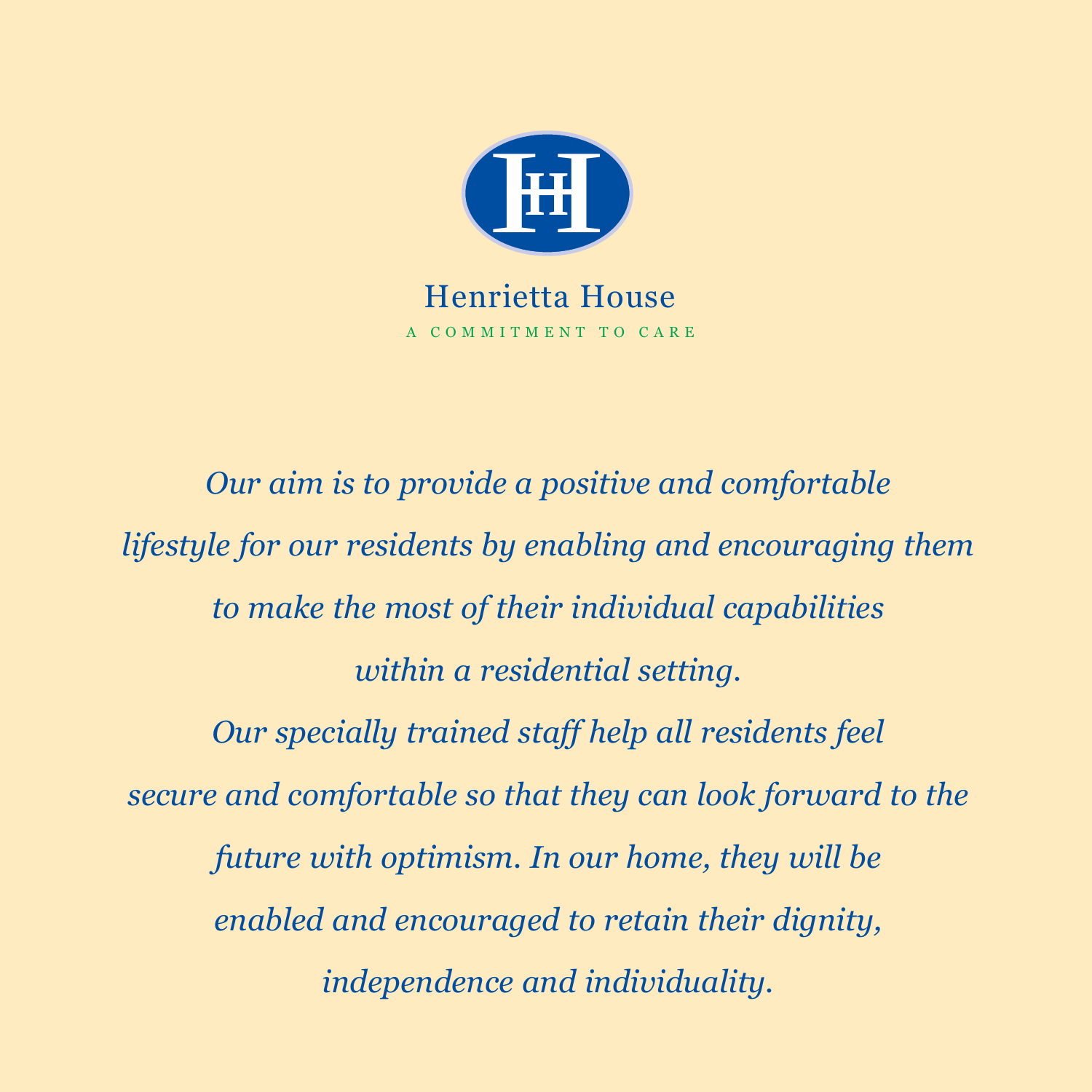# Henrietta House

A COMMITMENT TO CARE

*Our aim is to provide a positive and comfortable lifestyle for our residents by enabling and encouraging them to make the most of their individual capabilities within a residential setting.*

*Our specially trained staff help all residents feel secure and comfortable so that they can look forward to the future with optimism. In our home, they will be enabled and encouraged to retain their dignity, independence and individuality.*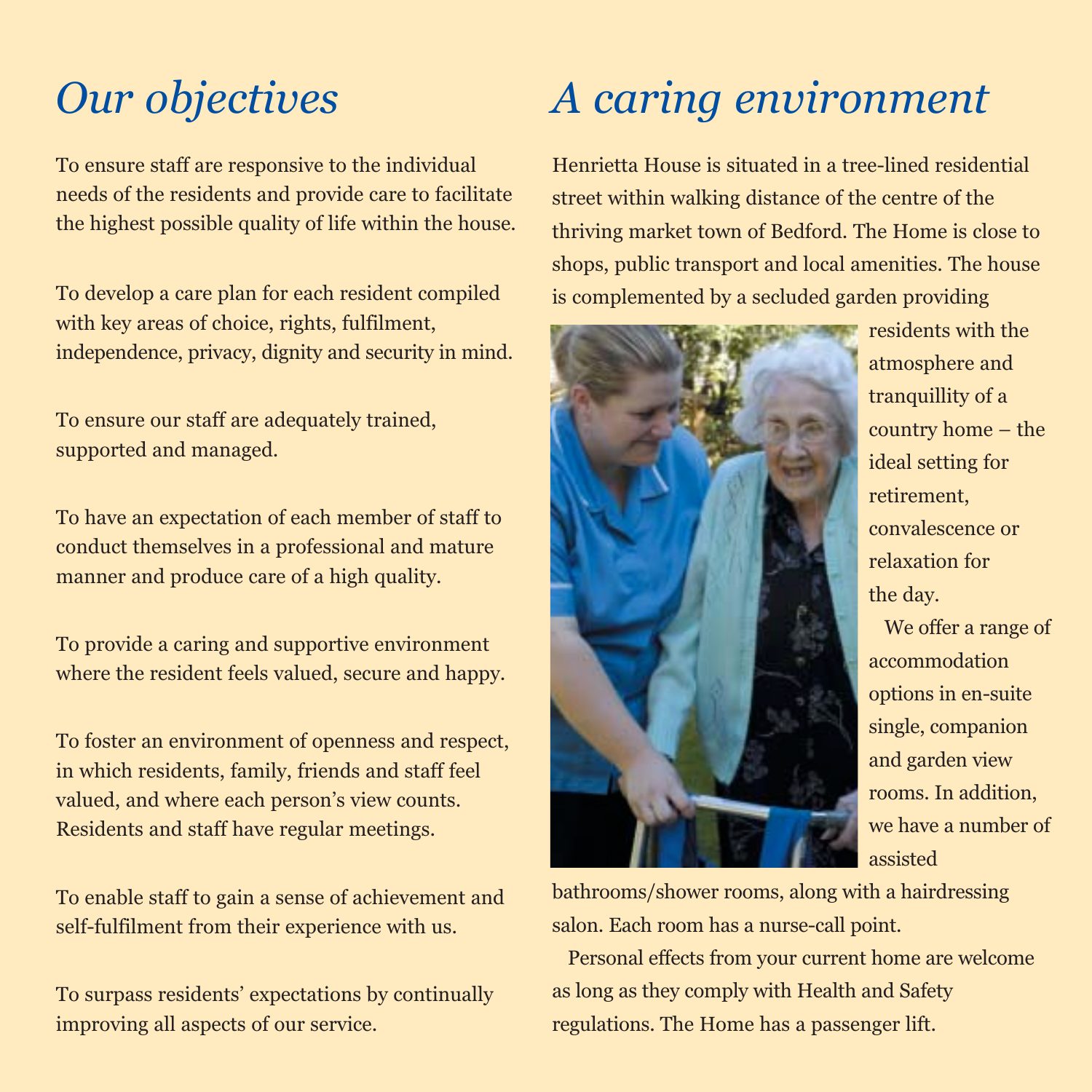# *Our objectives*

To ensure staff are responsive to the individual needs of the residents and provide care to facilitate the highest possible quality of life within the house.

To develop a care plan for each resident compiled with key areas of choice, rights, fulfilment, independence, privacy, dignity and security in mind.

To ensure our staff are adequately trained, supported and managed.

To have an expectation of each member of staff to conduct themselves in a professional and mature manner and produce care of a high quality.

To provide a caring and supportive environment where the resident feels valued, secure and happy.

To foster an environment of openness and respect, in which residents, family, friends and staff feel valued, and where each person's view counts. Residents and staff have regular meetings.

To enable staff to gain a sense of achievement and self-fulfilment from their experience with us.

To surpass residents' expectations by continually improving all aspects of our service.

# *A caring environment*

Henrietta House is situated in a tree-lined residential street within walking distance of the centre of the thriving market town of Bedford. The Home is close to shops, public transport and local amenities. The house is complemented by a secluded garden providing residents with the atmosphere and tranquillity of a country home – the ideal setting for retirement, convalescence or relaxation for the day.

We offer a range of accommodation options in en-suite single, companion and garden view rooms. In addition, we have a number of assisted bathrooms/shower rooms, along with a hairdressing salon. Each room has a nurse-call point.

Personal effects from your current home are welcome as long as they comply with Health and Safety regulations. The Home has a passenger lift.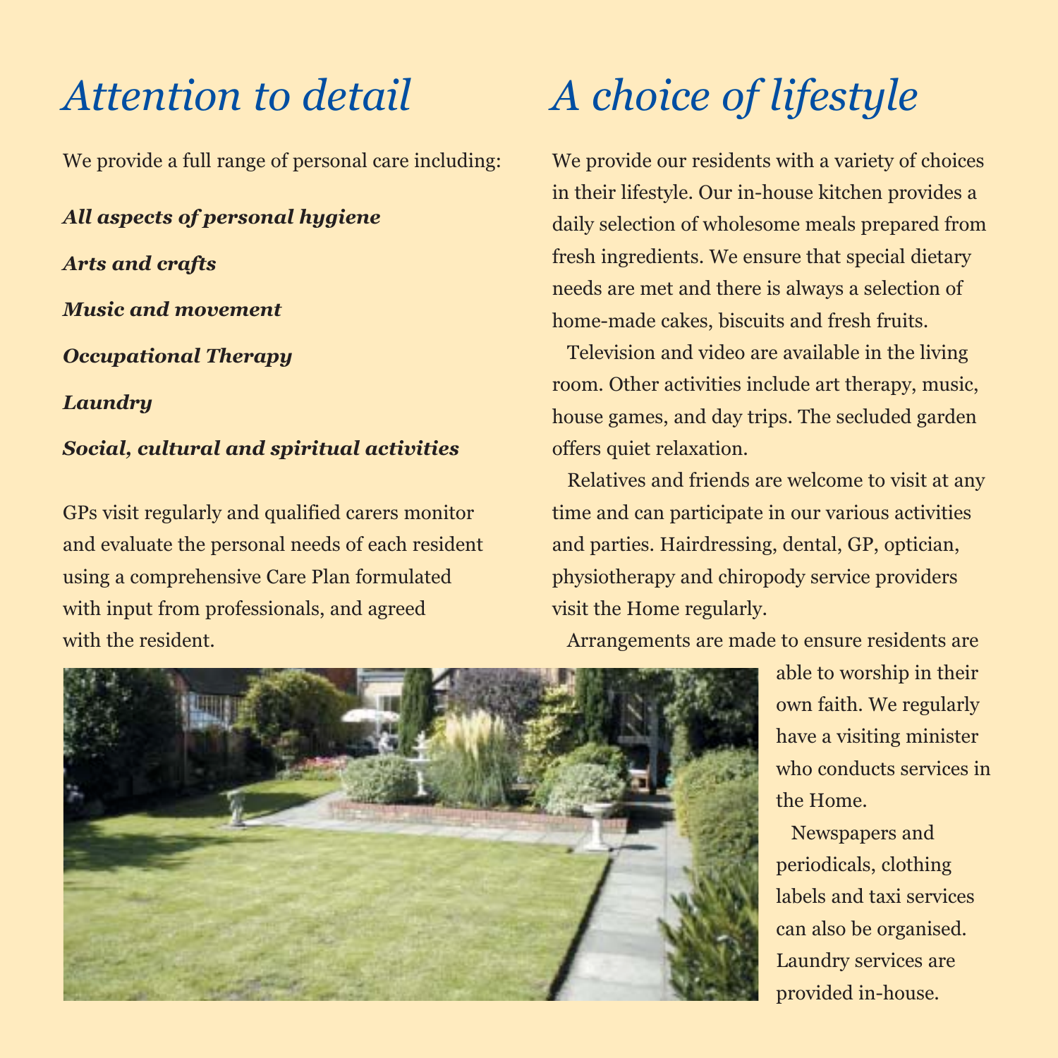# Attention to detail

We provide a full range of personal care including:

***All aspects of personal hygiene***

***Arts and crafts***

***Music and movement***

***Occupational Therapy***

***Laundry***

***Social, cultural and spiritual activities***

GPs visit regularly and qualified carers monitor and evaluate the personal needs of each resident using a comprehensive Care Plan formulated with input from professionals, and agreed with the resident.

# A choice of lifestyle

We provide our residents with a variety of choices in their lifestyle. Our in-house kitchen provides a daily selection of wholesome meals prepared from fresh ingredients. We ensure that special dietary needs are met and there is always a selection of home-made cakes, biscuits and fresh fruits.

Television and video are available in the living room. Other activities include art therapy, music, house games, and day trips. The secluded garden offers quiet relaxation.

Relatives and friends are welcome to visit at any time and can participate in our various activities and parties. Hairdressing, dental, GP, optician, physiotherapy and chiropody service providers visit the Home regularly.

Arrangements are made to ensure residents are able to worship in their own faith. We regularly have a visiting minister who conducts services in the Home.

Newspapers and periodicals, clothing labels and taxi services can also be organised. Laundry services are provided in-house.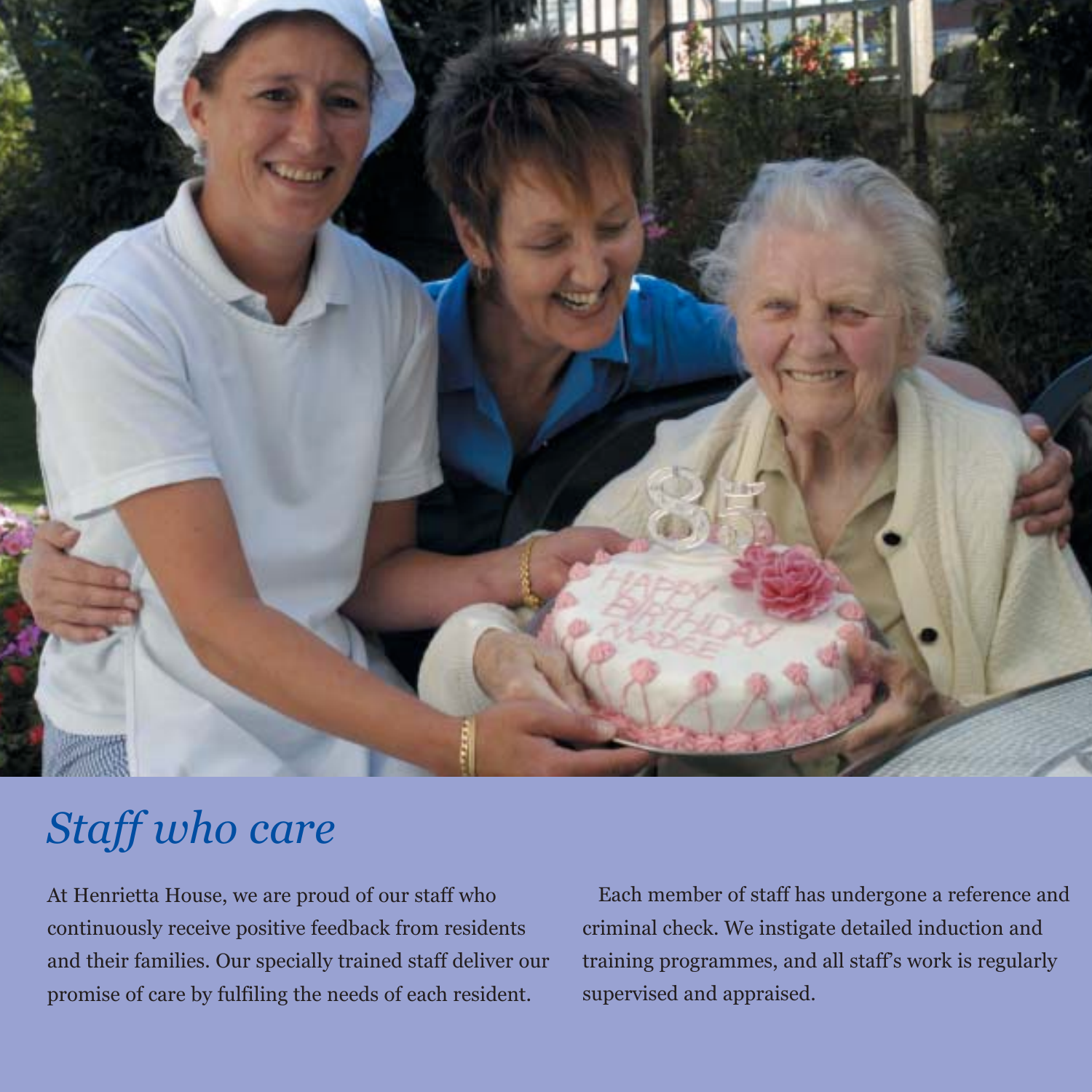# *Staff who care*

At Henrietta House, we are proud of our staff who continuously receive positive feedback from residents and their families. Our specially trained staff deliver our promise of care by fulfiling the needs of each resident.

Each member of staff has undergone a reference and criminal check. We instigate detailed induction and training programmes, and all staff's work is regularly supervised and appraised.